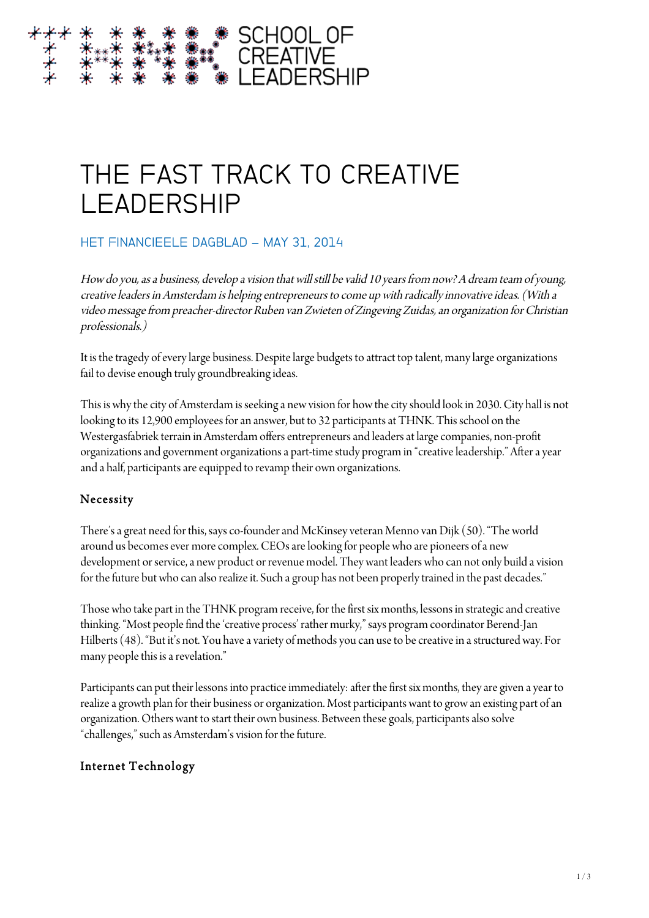SCHOOL OF CREATIVE LEADERSHIP

# THE FAST TRACK TO CREATIVE LEADERSHIP

## HET FINANCIEELE DAGBLAD – MAY 31, 2014

*How do you, as a business, develop a vision that will still be valid 10 years from now? A dream team of young, creative leaders in Amsterdam is helping entrepreneurs to come up with radically innovative ideas. (With a video message from preacher-director Ruben van Zwieten of Zingeving Zuidas, an organization for Christian professionals.)*

It is the tragedy of every large business. Despite large budgets to attract top talent, many large organizations fail to devise enough truly groundbreaking ideas.

This is why the city of Amsterdam is seeking a new vision for how the city should look in 2030. City hall is not looking to its 12,900 employees for an answer, but to 32 participants at THNK. This school on the Westergasfabriek terrain in Amsterdam offers entrepreneurs and leaders at large companies, non-profit organizations and government organizations a part-time study program in "creative leadership." After a year and a half, participants are equipped to revamp their own organizations.

### Necessity

There's a great need for this, says co-founder and McKinsey veteran Menno van Dijk (50). "The world around us becomes ever more complex. CEOs are looking for people who are pioneers of a new development or service, a new product or revenue model. They want leaders who can not only build a vision for the future but who can also realize it. Such a group has not been properly trained in the past decades."

Those who take part in the THNK program receive, for the first six months, lessons in strategic and creative thinking. "Most people find the 'creative process' rather murky," says program coordinator Berend-Jan Hilberts (48). "But it's not. You have a variety of methods you can use to be creative in a structured way. For many people this is a revelation."

Participants can put their lessons into practice immediately: after the first six months, they are given a year to realize a growth plan for their business or organization. Most participants want to grow an existing part of an organization. Others want to start their own business. Between these goals, participants also solve "challenges," such as Amsterdam's vision for the future.

### Internet Technology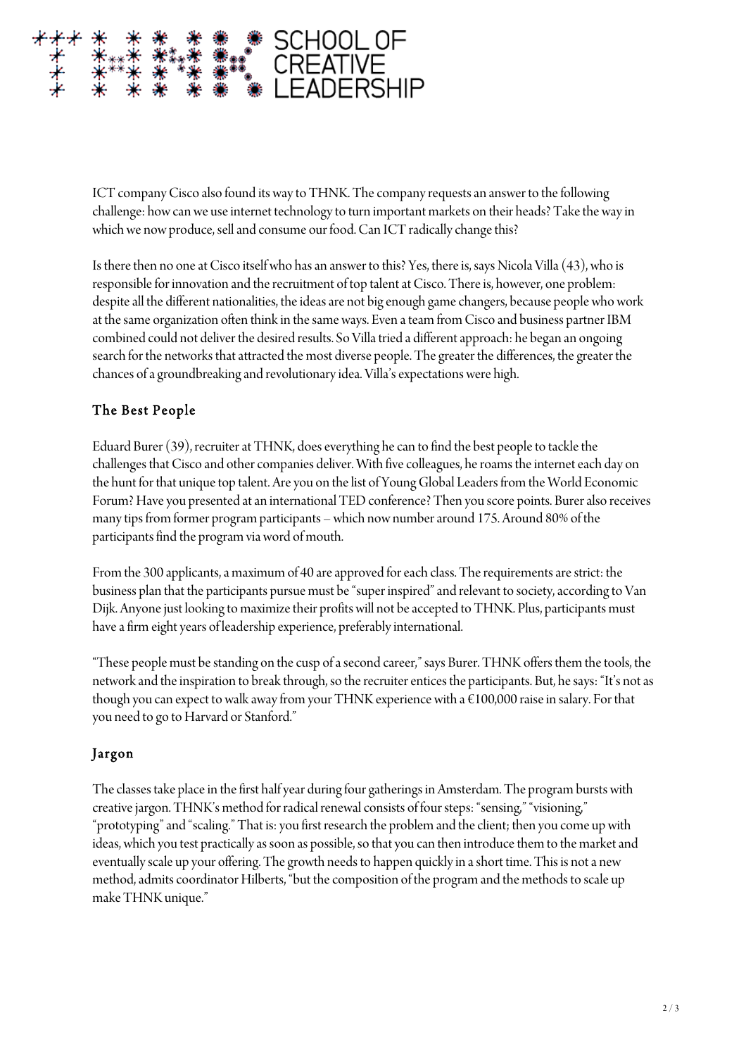ICT company Cisco also found its way to THNK. The company requests an answer to the following challenge: how can we use internet technology to turn important markets on their heads? Take the way in which we now produce, sell and consume our food. Can ICT radically change this?

Is there then no one at Cisco itself who has an answer to this? Yes, there is, says Nicola Villa (43), who is responsible for innovation and the recruitment of top talent at Cisco. There is, however, one problem: despite all the different nationalities, the ideas are not big enough game changers, because people who work at the same organization often think in the same ways. Even a team from Cisco and business partner IBM combined could not deliver the desired results. So Villa tried a different approach: he began an ongoing search for the networks that attracted the most diverse people. The greater the differences, the greater the chances of a groundbreaking and revolutionary idea. Villa's expectations were high.

## The Best People

Eduard Burer (39), recruiter at THNK, does everything he can to find the best people to tackle the challenges that Cisco and other companies deliver. With five colleagues, he roams the internet each day on the hunt for that unique top talent. Are you on the list of Young Global Leaders from the World Economic Forum? Have you presented at an international TED conference? Then you score points. Burer also receives many tips from former program participants – which now number around 175. Around 80% of the participants find the program via word of mouth.

From the 300 applicants, a maximum of 40 are approved for each class. The requirements are strict: the business plan that the participants pursue must be "super inspired" and relevant to society, according to Van Dijk. Anyone just looking to maximize their profits will not be accepted to THNK. Plus, participants must have a firm eight years of leadership experience, preferably international.

"These people must be standing on the cusp of a second career," says Burer. THNK offers them the tools, the network and the inspiration to break through, so the recruiter entices the participants. But, he says: "It's not as though you can expect to walk away from your THNK experience with a €100,000 raise in salary. For that you need to go to Harvard or Stanford."

## Jargon

The classes take place in the first half year during four gatherings in Amsterdam. The program bursts with creative jargon. THNK's method for radical renewal consists of four steps: "sensing," "visioning," "prototyping" and "scaling." That is: you first research the problem and the client; then you come up with ideas, which you test practically as soon as possible, so that you can then introduce them to the market and eventually scale up your offering. The growth needs to happen quickly in a short time. This is not a new method, admits coordinator Hilberts, "but the composition of the program and the methods to scale up make THNK unique."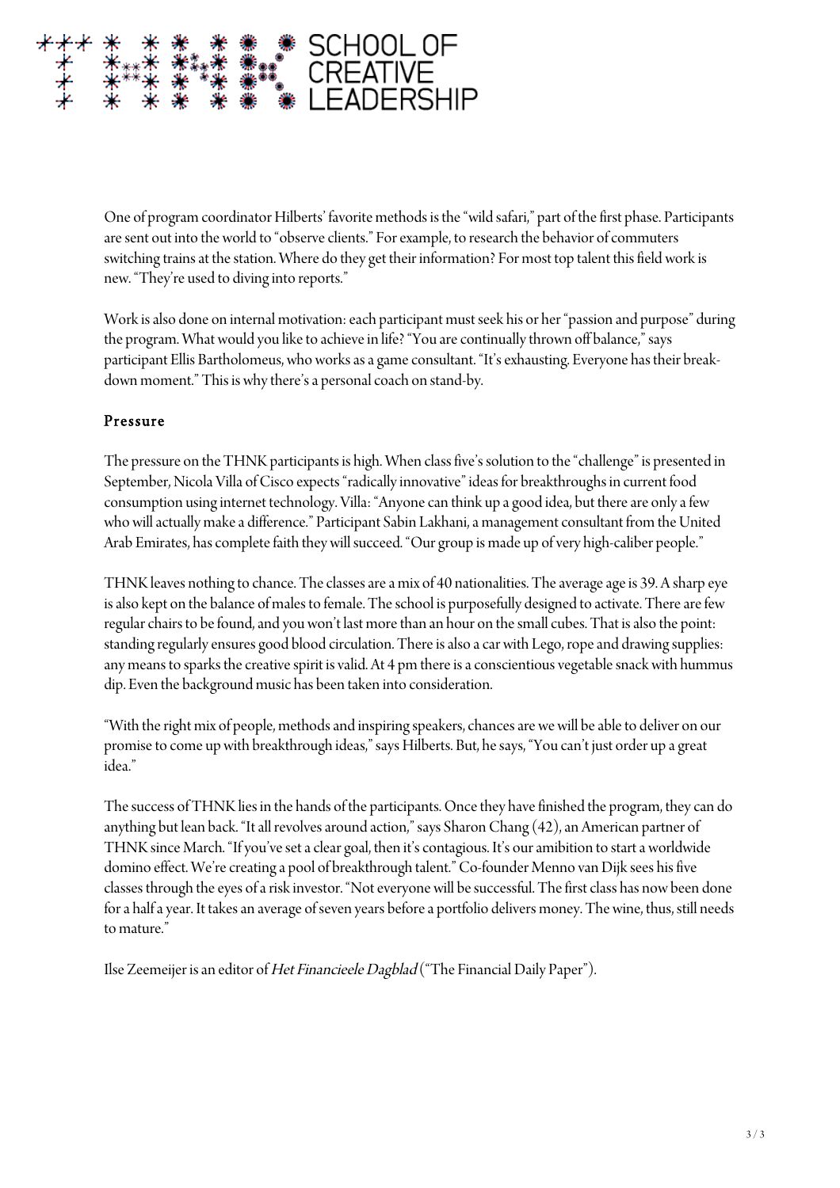One of program coordinator Hilberts' favorite methods is the "wild safari," part of the first phase. Participants are sent out into the world to "observe clients." For example, to research the behavior of commuters switching trains at the station. Where do they get their information? For most top talent this field work is new. "They're used to diving into reports."

Work is also done on internal motivation: each participant must seek his or her "passion and purpose" during the program. What would you like to achieve in life? "You are continually thrown off balance," says participant Ellis Bartholomeus, who works as a game consultant. "It's exhausting. Everyone has their break-down moment." This is why there's a personal coach on stand-by.

## Pressure

The pressure on the THNK participants is high. When class five's solution to the "challenge" is presented in September, Nicola Villa of Cisco expects "radically innovative" ideas for breakthroughs in current food consumption using internet technology. Villa: "Anyone can think up a good idea, but there are only a few who will actually make a difference." Participant Sabin Lakhani, a management consultant from the United Arab Emirates, has complete faith they will succeed. "Our group is made up of very high-caliber people."

THNK leaves nothing to chance. The classes are a mix of 40 nationalities. The average age is 39. A sharp eye is also kept on the balance of males to female. The school is purposefully designed to activate. There are few regular chairs to be found, and you won't last more than an hour on the small cubes. That is also the point: standing regularly ensures good blood circulation. There is also a car with Lego, rope and drawing supplies: any means to sparks the creative spirit is valid. At 4 pm there is a conscientious vegetable snack with hummus dip. Even the background music has been taken into consideration.

"With the right mix of people, methods and inspiring speakers, chances are we will be able to deliver on our promise to come up with breakthrough ideas," says Hilberts. But, he says, "You can't just order up a great idea."

The success of THNK lies in the hands of the participants. Once they have finished the program, they can do anything but lean back. "It all revolves around action," says Sharon Chang (42), an American partner of THNK since March. "If you've set a clear goal, then it's contagious. It's our amibition to start a worldwide domino effect. We're creating a pool of breakthrough talent." Co-founder Menno van Dijk sees his five classes through the eyes of a risk investor. "Not everyone will be successful. The first class has now been done for a half a year. It takes an average of seven years before a portfolio delivers money. The wine, thus, still needs to mature."

Ilse Zeemeijer is an editor of *Het Financieele Dagblad* ("The Financial Daily Paper").